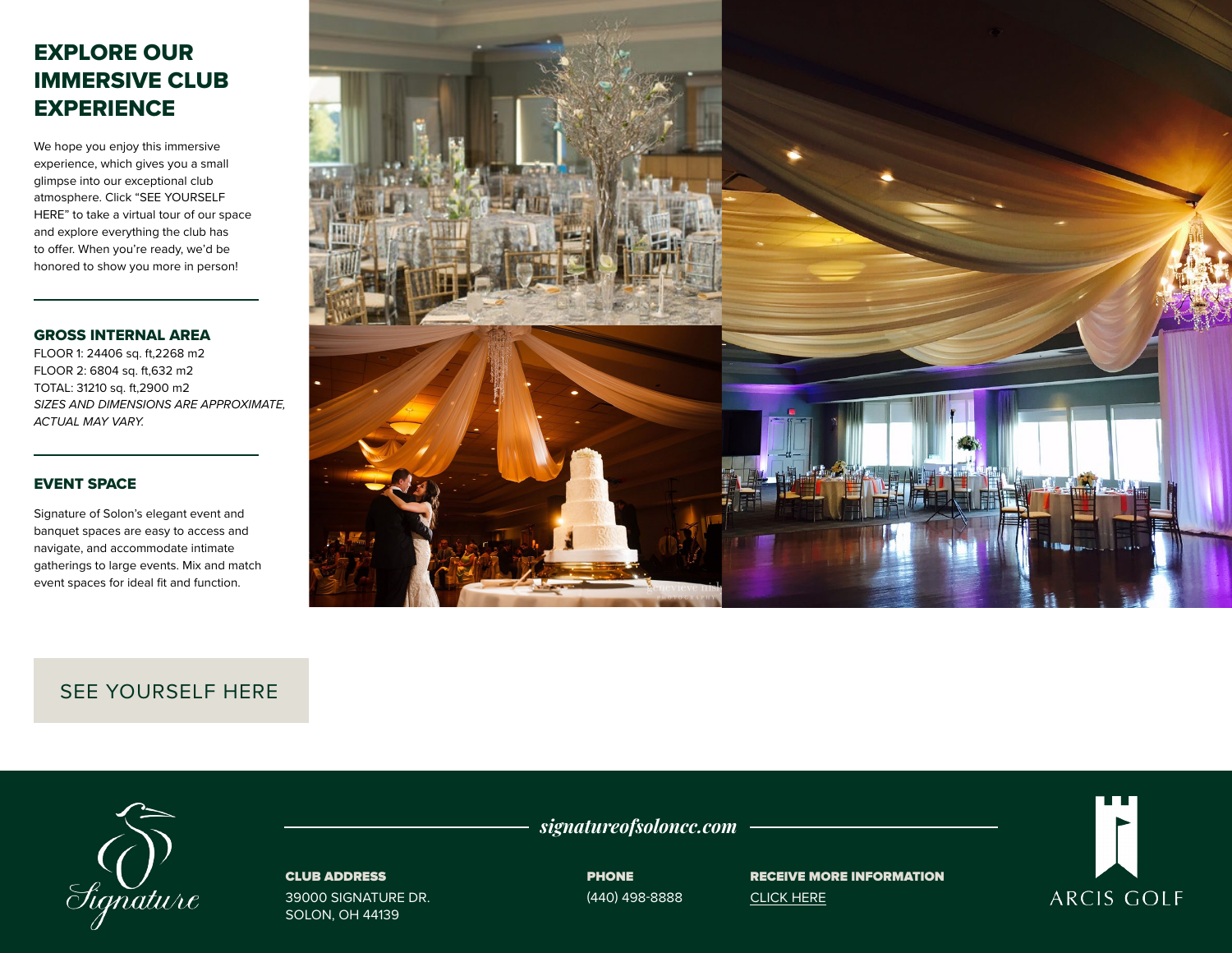# EXPLORE OUR IMMERSIVE CLUB EXPERIENCE

We hope you enjoy this immersive experience, which gives you a small glimpse into our exceptional club atmosphere. Click "SEE YOURSELF HERE" to take a virtual tour of our space and explore everything the club has to offer. When you're ready, we'd be honored to show you more in person!

---

## GROSS INTERNAL AREA

FLOOR 1: 24406 sq. ft,2268 m2
FLOOR 2: 6804 sq. ft,632 m2
TOTAL: 31210 sq. ft,2900 m2
*SIZES AND DIMENSIONS ARE APPROXIMATE, ACTUAL MAY VARY.*

---

## EVENT SPACE

Signature of Solon's elegant event and banquet spaces are easy to access and navigate, and accommodate intimate gatherings to large events. Mix and match event spaces for ideal fit and function.

SEE YOURSELF HERE

*signatureofsoloncc.com*

**CLUB ADDRESS**
39000 SIGNATURE DR.
SOLON, OH 44139

**PHONE**
(440) 498-8888

**RECEIVE MORE INFORMATION**
CLICK HERE

Signature

ARCIS GOLF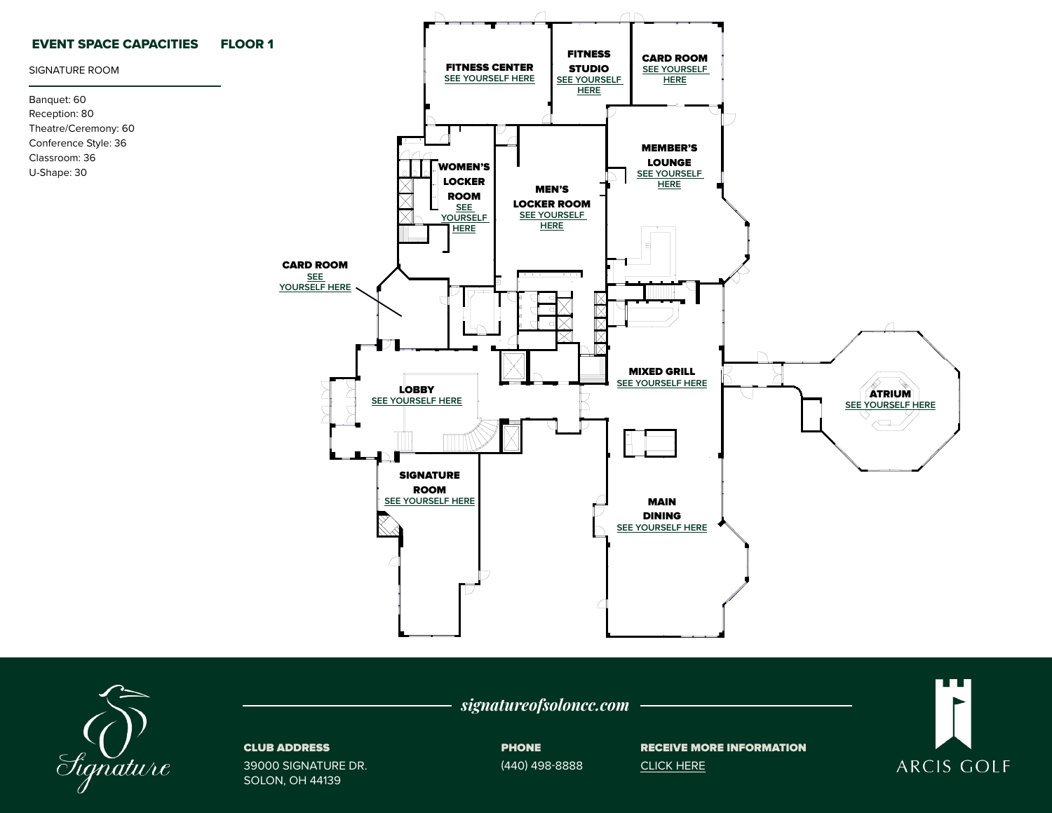## EVENT SPACE CAPACITIES FLOOR 1

SIGNATURE ROOM

Banquet: 60
Reception: 80
Theatre/Ceremony: 60
Conference Style: 36
Classroom: 36
U-Shape: 30

**FITNESS CENTER**
SEE YOURSELF HERE

**FITNESS STUDIO**
SEE YOURSELF HERE

**CARD ROOM**
SEE YOURSELF HERE

**MEMBER'S LOUNGE**
SEE YOURSELF HERE

**WOMEN'S LOCKER ROOM**
SEE YOURSELF HERE

**MEN'S LOCKER ROOM**
SEE YOURSELF HERE

**CARD ROOM**
SEE YOURSELF HERE

**LOBBY**
SEE YOURSELF HERE

**MIXED GRILL**
SEE YOURSELF HERE

**ATRIUM**
SEE YOURSELF HERE

**SIGNATURE ROOM**
SEE YOURSELF HERE

**MAIN DINING**
SEE YOURSELF HERE

*Signature*

*signatureofsoloncc.com*

**CLUB ADDRESS**
39000 SIGNATURE DR.
SOLON, OH 44139

**PHONE**
(440) 498-8888

**RECEIVE MORE INFORMATION**
CLICK HERE

ARCIS GOLF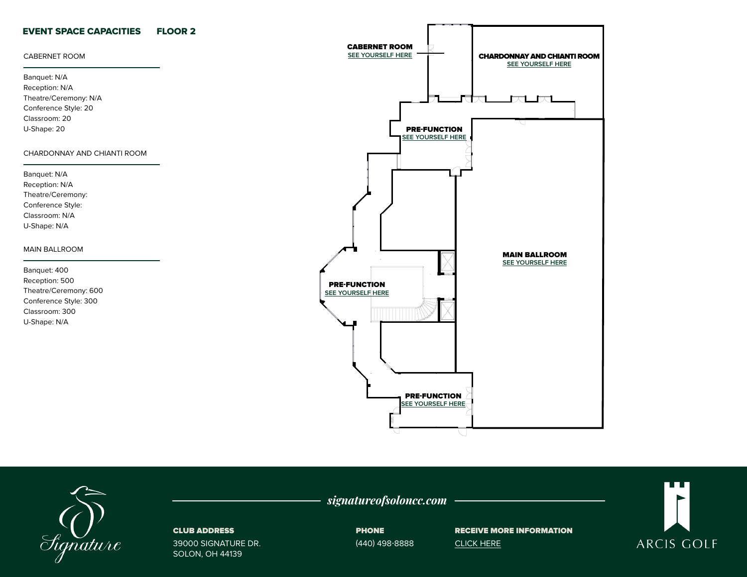## EVENT SPACE CAPACITIES FLOOR 2

### CABERNET ROOM

Banquet: N/A
Reception: N/A
Theatre/Ceremony: N/A
Conference Style: 20
Classroom: 20
U-Shape: 20

### CHARDONNAY AND CHIANTI ROOM

Banquet: N/A
Reception: N/A
Theatre/Ceremony:
Conference Style:
Classroom: N/A
U-Shape: N/A

### MAIN BALLROOM

Banquet: 400
Reception: 500
Theatre/Ceremony: 600
Conference Style: 300
Classroom: 300
U-Shape: N/A

**CABERNET ROOM**
SEE YOURSELF HERE

**CHARDONNAY AND CHIANTI ROOM**
SEE YOURSELF HERE

**PRE-FUNCTION**
SEE YOURSELF HERE

**MAIN BALLROOM**
SEE YOURSELF HERE

**PRE-FUNCTION**
SEE YOURSELF HERE

**PRE-FUNCTION**
SEE YOURSELF HERE

*signatureofsoloncc.com*

**CLUB ADDRESS**
39000 SIGNATURE DR.
SOLON, OH 44139

**PHONE**
(440) 498-8888

**RECEIVE MORE INFORMATION**
CLICK HERE

Signature

ARCIS GOLF